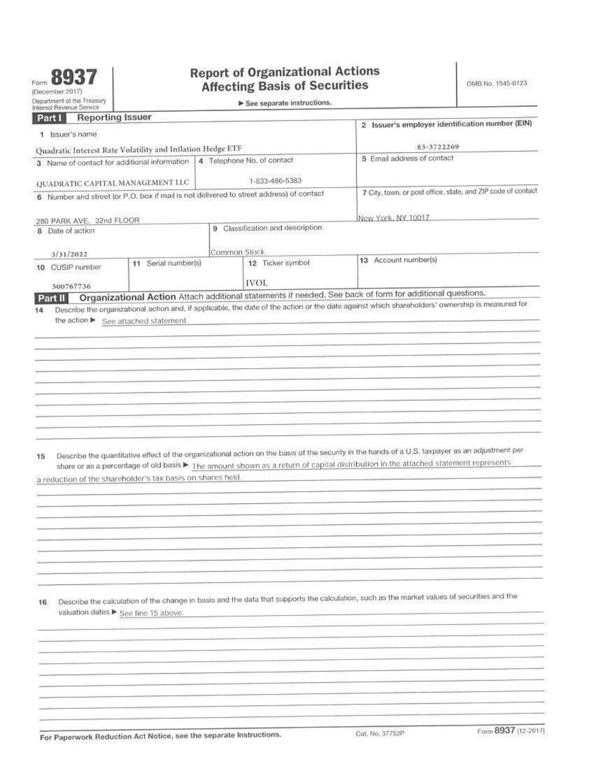Form **8937** (December 2017) Department of the Treasury Internal Revenue Service

# Report of Organizational Actions Affecting Basis of Securities

► See separate instructions.

OMB No. 1545-0123

## Part I Reporting Issuer

| 1 Issuer's name | | | 2 Issuer's employer identification number (EIN) |
|---|---|---|---|
| Quadratic Interest Rate Volatility and Inflation Hedge ETF | | | 83-3722269 |
| 3 Name of contact for additional information | 4 Telephone No. of contact | | 5 Email address of contact |
| QUADRATIC CAPITAL MANAGEMENT LLC | 1-833-486-5383 | | |
| 6 Number and street (or P.O. box if mail is not delivered to street address) of contact | | | 7 City, town, or post office, state, and ZIP code of contact |
| 280 PARK AVE. 32nd FLOOR | | | New York, NY 10017 |
| 8 Date of action | 9 Classification and description | | |
| 3/31/2022 | Common Stock | | |
| 10 CUSIP number | 11 Serial number(s) | 12 Ticker symbol | 13 Account number(s) |
| 500767736 | | IVOL | |

## Part II Organizational Action

Attach additional statements if needed. See back of form for additional questions.

**14** Describe the organizational action and, if applicable, the date of the action or the date against which shareholders' ownership is measured for the action ► See attached statement.

**15** Describe the quantitative effect of the organizational action on the basis of the security in the hands of a U.S. taxpayer as an adjustment per share or as a percentage of old basis ► The amount shown as a return of capital distribution in the attached statement represents a reduction of the shareholder's tax basis on shares held.

**16** Describe the calculation of the change in basis and the data that supports the calculation, such as the market values of securities and the valuation dates ► See line 15 above.

For Paperwork Reduction Act Notice, see the separate Instructions. Cat. No. 37752P Form **8937** (12-2017)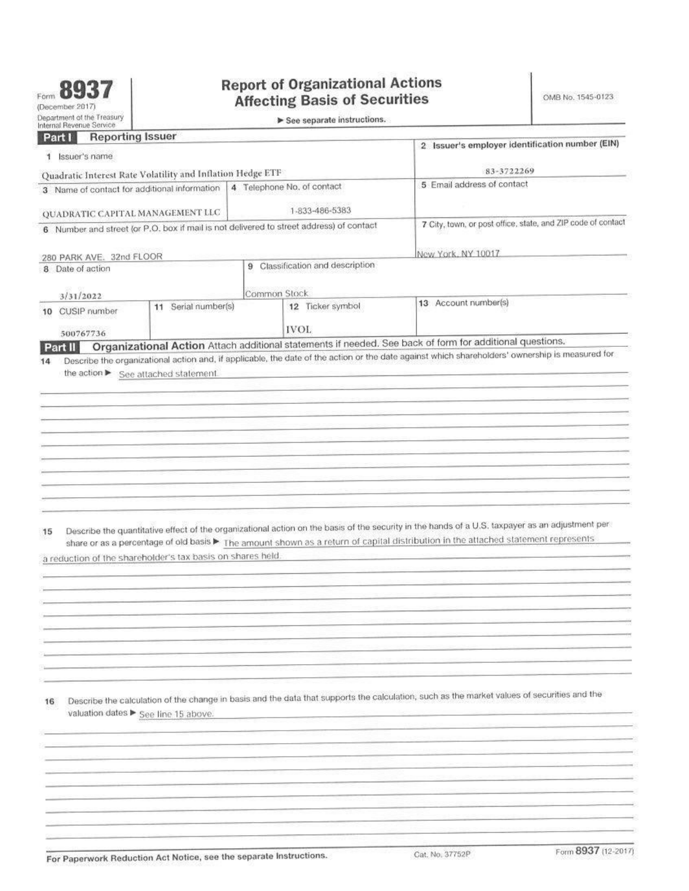Form **8937**
(December 2017)
Department of the Treasury
Internal Revenue Service

# Report of Organizational Actions Affecting Basis of Securities

▶ See separate instructions.

OMB No. 1545-0123

## Part I Reporting Issuer

| 1 Issuer's name | | | 2 Issuer's employer identification number (EIN) |
|---|---|---|---|
| Quadratic Interest Rate Volatility and Inflation Hedge ETF | | | 83-3722269 |
| 3 Name of contact for additional information | 4 Telephone No. of contact | | 5 Email address of contact |
| QUADRATIC CAPITAL MANAGEMENT LLC | 1-833-486-5383 | | |
| 6 Number and street (or P.O. box if mail is not delivered to street address) of contact | | | 7 City, town, or post office, state, and ZIP code of contact |
| 280 PARK AVE. 32nd FLOOR | | | New York, NY 10017 |
| 8 Date of action | 9 Classification and description | | |
| 3/31/2022 | Common Stock | | |
| 10 CUSIP number | 11 Serial number(s) | 12 Ticker symbol | 13 Account number(s) |
| 500767736 | | IVOL | |

## Part II Organizational Action

Attach additional statements if needed. See back of form for additional questions.

**14** Describe the organizational action and, if applicable, the date of the action or the date against which shareholders' ownership is measured for the action ▶ See attached statement.

**15** Describe the quantitative effect of the organizational action on the basis of the security in the hands of a U.S. taxpayer as an adjustment per share or as a percentage of old basis ▶ The amount shown as a return of capital distribution in the attached statement represents a reduction of the shareholder's tax basis on shares held.

**16** Describe the calculation of the change in basis and the data that supports the calculation, such as the market values of securities and the valuation dates ▶ See line 15 above.

For Paperwork Reduction Act Notice, see the separate Instructions. Cat. No. 37752P Form **8937** (12-2017)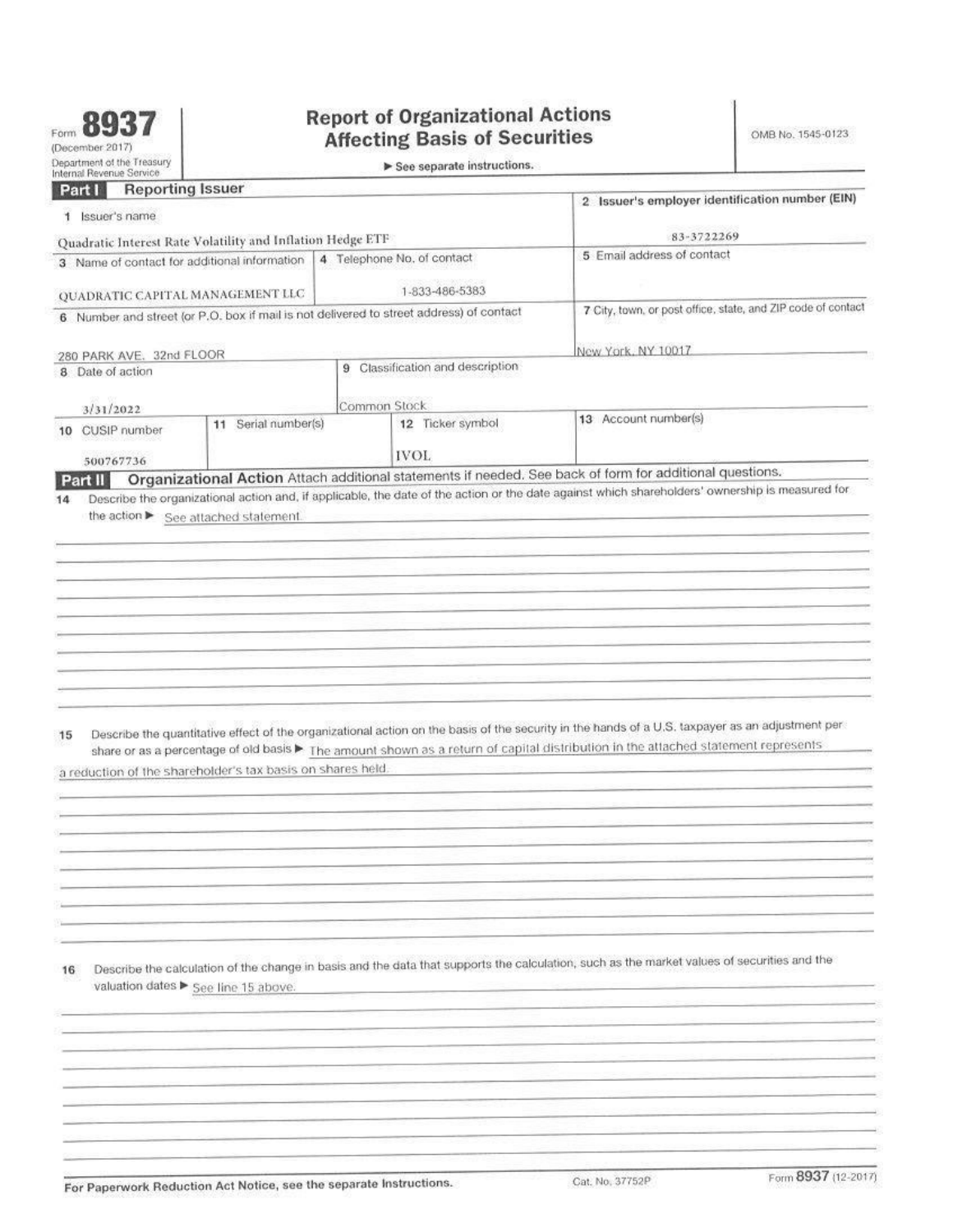Form **8937** (December 2017)
Department of the Treasury
Internal Revenue Service

# Report of Organizational Actions Affecting Basis of Securities

▶ See separate instructions.

OMB No. 1545-0123

## Part I Reporting Issuer

| | |
|---|---|
| 1 Issuer's name<br>Quadratic Interest Rate Volatility and Inflation Hedge ETF | 2 Issuer's employer identification number (EIN)<br>83-3722269 |

| | | |
|---|---|---|
| 3 Name of contact for additional information<br>QUADRATIC CAPITAL MANAGEMENT LLC | 4 Telephone No. of contact<br>1-833-486-5383 | 5 Email address of contact |

| | |
|---|---|
| 6 Number and street (or P.O. box if mail is not delivered to street address) of contact<br>280 PARK AVE. 32nd FLOOR | 7 City, town, or post office, state, and ZIP code of contact<br>New York, NY 10017 |

| | |
|---|---|
| 8 Date of action<br>3/31/2022 | 9 Classification and description<br>Common Stock |

| | | | |
|---|---|---|---|
| 10 CUSIP number<br>500767736 | 11 Serial number(s) | 12 Ticker symbol<br>IVOL | 13 Account number(s) |

## Part II Organizational Action

Attach additional statements if needed. See back of form for additional questions.

**14** Describe the organizational action and, if applicable, the date of the action or the date against which shareholders' ownership is measured for the action ▶ See attached statement.

**15** Describe the quantitative effect of the organizational action on the basis of the security in the hands of a U.S. taxpayer as an adjustment per share or as a percentage of old basis ▶ The amount shown as a return of capital distribution in the attached statement represents a reduction of the shareholder's tax basis on shares held.

**16** Describe the calculation of the change in basis and the data that supports the calculation, such as the market values of securities and the valuation dates ▶ See line 15 above.

For Paperwork Reduction Act Notice, see the separate Instructions. Cat. No. 37752P Form **8937** (12-2017)